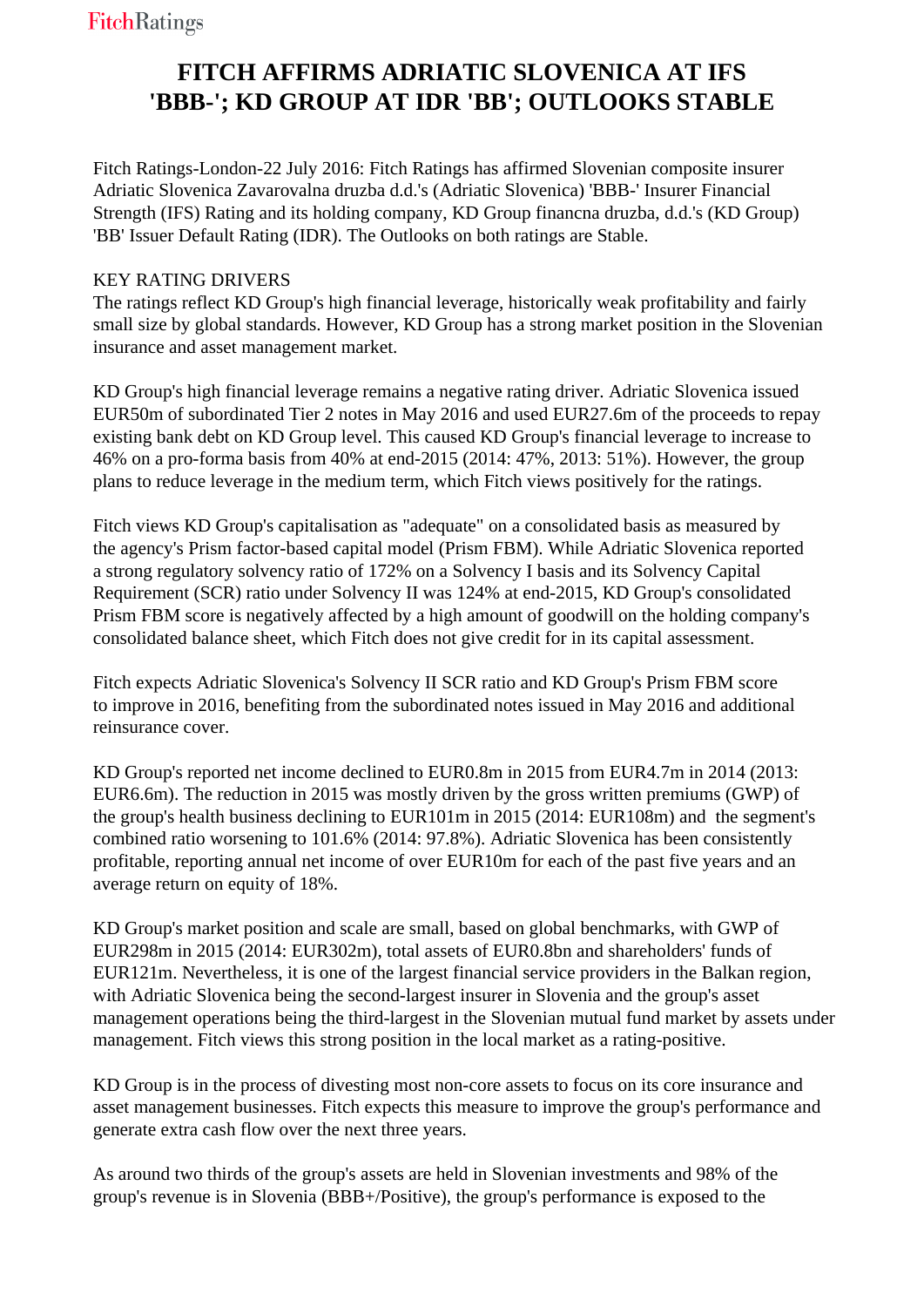# FITCH AFFIRMS ADRIATIC SLOVENICA AT IFS 'BBB-'; KD GROUP AT IDR 'BB'; OUTLOOKS STABLE

Fitch Ratings-London-22 July 2016: Fitch Ratings has affirmed Slovenian composite insurer Adriatic Slovenica Zavarovalna druzba d.d.'s (Adriatic Slovenica) 'BBB-' Insurer Financial Strength (IFS) Rating and its holding company, KD Group financna druzba, d.d.'s (KD Group) 'BB' Issuer Default Rating (IDR). The Outlooks on both ratings are Stable.

KEY RATING DRIVERS

The ratings reflect KD Group's high financial leverage, historically weak profitability and fairly small size by global standards. However, KD Group has a strong market position in the Slovenian insurance and asset management market.

KD Group's high financial leverage remains a negative rating driver. Adriatic Slovenica issued EUR50m of subordinated Tier 2 notes in May 2016 and used EUR27.6m of the proceeds to repay existing bank debt on KD Group level. This caused KD Group's financial leverage to increase to 46% on a pro-forma basis from 40% at end-2015 (2014: 47%, 2013: 51%). However, the group plans to reduce leverage in the medium term, which Fitch views positively for the ratings.

Fitch views KD Group's capitalisation as "adequate" on a consolidated basis as measured by the agency's Prism factor-based capital model (Prism FBM). While Adriatic Slovenica reported a strong regulatory solvency ratio of 172% on a Solvency I basis and its Solvency Capital Requirement (SCR) ratio under Solvency II was 124% at end-2015, KD Group's consolidated Prism FBM score is negatively affected by a high amount of goodwill on the holding company's consolidated balance sheet, which Fitch does not give credit for in its capital assessment.

Fitch expects Adriatic Slovenica's Solvency II SCR ratio and KD Group's Prism FBM score to improve in 2016, benefiting from the subordinated notes issued in May 2016 and additional reinsurance cover.

KD Group's reported net income declined to EUR0.8m in 2015 from EUR4.7m in 2014 (2013: EUR6.6m). The reduction in 2015 was mostly driven by the gross written premiums (GWP) of the group's health business declining to EUR101m in 2015 (2014: EUR108m) and the segment's combined ratio worsening to 101.6% (2014: 97.8%). Adriatic Slovenica has been consistently profitable, reporting annual net income of over EUR10m for each of the past five years and an average return on equity of 18%.

KD Group's market position and scale are small, based on global benchmarks, with GWP of EUR298m in 2015 (2014: EUR302m), total assets of EUR0.8bn and shareholders' funds of EUR121m. Nevertheless, it is one of the largest financial service providers in the Balkan region, with Adriatic Slovenica being the second-largest insurer in Slovenia and the group's asset management operations being the third-largest in the Slovenian mutual fund market by assets under management. Fitch views this strong position in the local market as a rating-positive.

KD Group is in the process of divesting most non-core assets to focus on its core insurance and asset management businesses. Fitch expects this measure to improve the group's performance and generate extra cash flow over the next three years.

As around two thirds of the group's assets are held in Slovenian investments and 98% of the group's revenue is in Slovenia (BBB+/Positive), the group's performance is exposed to the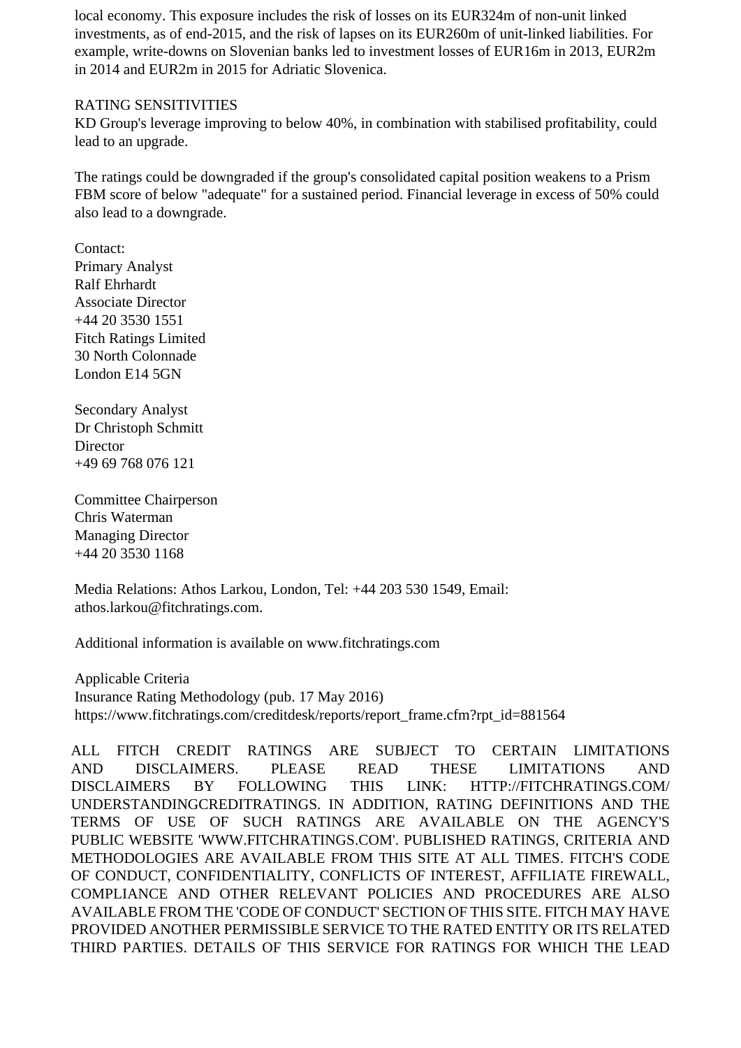local economy. This exposure includes the risk of losses on its EUR324m of non-unit linked investments, as of end-2015, and the risk of lapses on its EUR260m of unit-linked liabilities. For example, write-downs on Slovenian banks led to investment losses of EUR16m in 2013, EUR2m in 2014 and EUR2m in 2015 for Adriatic Slovenica.

RATING SENSITIVITIES

KD Group's leverage improving to below 40%, in combination with stabilised profitability, could lead to an upgrade.

The ratings could be downgraded if the group's consolidated capital position weakens to a Prism FBM score of below "adequate" for a sustained period. Financial leverage in excess of 50% could also lead to a downgrade.

Contact:
Primary Analyst
Ralf Ehrhardt
Associate Director
+44 20 3530 1551
Fitch Ratings Limited
30 North Colonnade
London E14 5GN

Secondary Analyst
Dr Christoph Schmitt
Director
+49 69 768 076 121

Committee Chairperson
Chris Waterman
Managing Director
+44 20 3530 1168

Media Relations: Athos Larkou, London, Tel: +44 203 530 1549, Email: athos.larkou@fitchratings.com.

Additional information is available on www.fitchratings.com

Applicable Criteria
Insurance Rating Methodology (pub. 17 May 2016)
https://www.fitchratings.com/creditdesk/reports/report_frame.cfm?rpt_id=881564

ALL FITCH CREDIT RATINGS ARE SUBJECT TO CERTAIN LIMITATIONS AND DISCLAIMERS. PLEASE READ THESE LIMITATIONS AND DISCLAIMERS BY FOLLOWING THIS LINK: HTTP://FITCHRATINGS.COM/UNDERSTANDINGCREDITRATINGS. IN ADDITION, RATING DEFINITIONS AND THE TERMS OF USE OF SUCH RATINGS ARE AVAILABLE ON THE AGENCY'S PUBLIC WEBSITE 'WWW.FITCHRATINGS.COM'. PUBLISHED RATINGS, CRITERIA AND METHODOLOGIES ARE AVAILABLE FROM THIS SITE AT ALL TIMES. FITCH'S CODE OF CONDUCT, CONFIDENTIALITY, CONFLICTS OF INTEREST, AFFILIATE FIREWALL, COMPLIANCE AND OTHER RELEVANT POLICIES AND PROCEDURES ARE ALSO AVAILABLE FROM THE 'CODE OF CONDUCT' SECTION OF THIS SITE. FITCH MAY HAVE PROVIDED ANOTHER PERMISSIBLE SERVICE TO THE RATED ENTITY OR ITS RELATED THIRD PARTIES. DETAILS OF THIS SERVICE FOR RATINGS FOR WHICH THE LEAD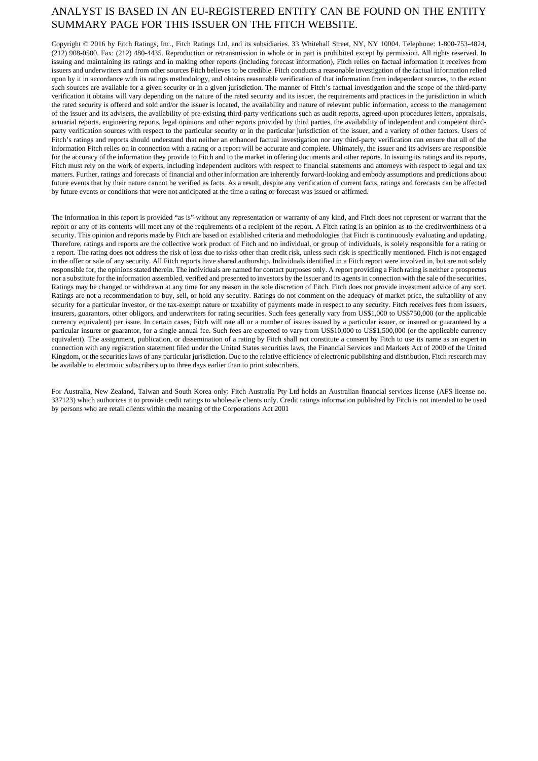ANALYST IS BASED IN AN EU-REGISTERED ENTITY CAN BE FOUND ON THE ENTITY SUMMARY PAGE FOR THIS ISSUER ON THE FITCH WEBSITE.

Copyright © 2016 by Fitch Ratings, Inc., Fitch Ratings Ltd. and its subsidiaries. 33 Whitehall Street, NY, NY 10004. Telephone: 1-800-753-4824, (212) 908-0500. Fax: (212) 480-4435. Reproduction or retransmission in whole or in part is prohibited except by permission. All rights reserved. In issuing and maintaining its ratings and in making other reports (including forecast information), Fitch relies on factual information it receives from issuers and underwriters and from other sources Fitch believes to be credible. Fitch conducts a reasonable investigation of the factual information relied upon by it in accordance with its ratings methodology, and obtains reasonable verification of that information from independent sources, to the extent such sources are available for a given security or in a given jurisdiction. The manner of Fitch's factual investigation and the scope of the third-party verification it obtains will vary depending on the nature of the rated security and its issuer, the requirements and practices in the jurisdiction in which the rated security is offered and sold and/or the issuer is located, the availability and nature of relevant public information, access to the management of the issuer and its advisers, the availability of pre-existing third-party verifications such as audit reports, agreed-upon procedures letters, appraisals, actuarial reports, engineering reports, legal opinions and other reports provided by third parties, the availability of independent and competent third-party verification sources with respect to the particular security or in the particular jurisdiction of the issuer, and a variety of other factors. Users of Fitch's ratings and reports should understand that neither an enhanced factual investigation nor any third-party verification can ensure that all of the information Fitch relies on in connection with a rating or a report will be accurate and complete. Ultimately, the issuer and its advisers are responsible for the accuracy of the information they provide to Fitch and to the market in offering documents and other reports. In issuing its ratings and its reports, Fitch must rely on the work of experts, including independent auditors with respect to financial statements and attorneys with respect to legal and tax matters. Further, ratings and forecasts of financial and other information are inherently forward-looking and embody assumptions and predictions about future events that by their nature cannot be verified as facts. As a result, despite any verification of current facts, ratings and forecasts can be affected by future events or conditions that were not anticipated at the time a rating or forecast was issued or affirmed.

The information in this report is provided "as is" without any representation or warranty of any kind, and Fitch does not represent or warrant that the report or any of its contents will meet any of the requirements of a recipient of the report. A Fitch rating is an opinion as to the creditworthiness of a security. This opinion and reports made by Fitch are based on established criteria and methodologies that Fitch is continuously evaluating and updating. Therefore, ratings and reports are the collective work product of Fitch and no individual, or group of individuals, is solely responsible for a rating or a report. The rating does not address the risk of loss due to risks other than credit risk, unless such risk is specifically mentioned. Fitch is not engaged in the offer or sale of any security. All Fitch reports have shared authorship. Individuals identified in a Fitch report were involved in, but are not solely responsible for, the opinions stated therein. The individuals are named for contact purposes only. A report providing a Fitch rating is neither a prospectus nor a substitute for the information assembled, verified and presented to investors by the issuer and its agents in connection with the sale of the securities. Ratings may be changed or withdrawn at any time for any reason in the sole discretion of Fitch. Fitch does not provide investment advice of any sort. Ratings are not a recommendation to buy, sell, or hold any security. Ratings do not comment on the adequacy of market price, the suitability of any security for a particular investor, or the tax-exempt nature or taxability of payments made in respect to any security. Fitch receives fees from issuers, insurers, guarantors, other obligors, and underwriters for rating securities. Such fees generally vary from US$1,000 to US$750,000 (or the applicable currency equivalent) per issue. In certain cases, Fitch will rate all or a number of issues issued by a particular issuer, or insured or guaranteed by a particular insurer or guarantor, for a single annual fee. Such fees are expected to vary from US$10,000 to US$1,500,000 (or the applicable currency equivalent). The assignment, publication, or dissemination of a rating by Fitch shall not constitute a consent by Fitch to use its name as an expert in connection with any registration statement filed under the United States securities laws, the Financial Services and Markets Act of 2000 of the United Kingdom, or the securities laws of any particular jurisdiction. Due to the relative efficiency of electronic publishing and distribution, Fitch research may be available to electronic subscribers up to three days earlier than to print subscribers.

For Australia, New Zealand, Taiwan and South Korea only: Fitch Australia Pty Ltd holds an Australian financial services license (AFS license no. 337123) which authorizes it to provide credit ratings to wholesale clients only. Credit ratings information published by Fitch is not intended to be used by persons who are retail clients within the meaning of the Corporations Act 2001